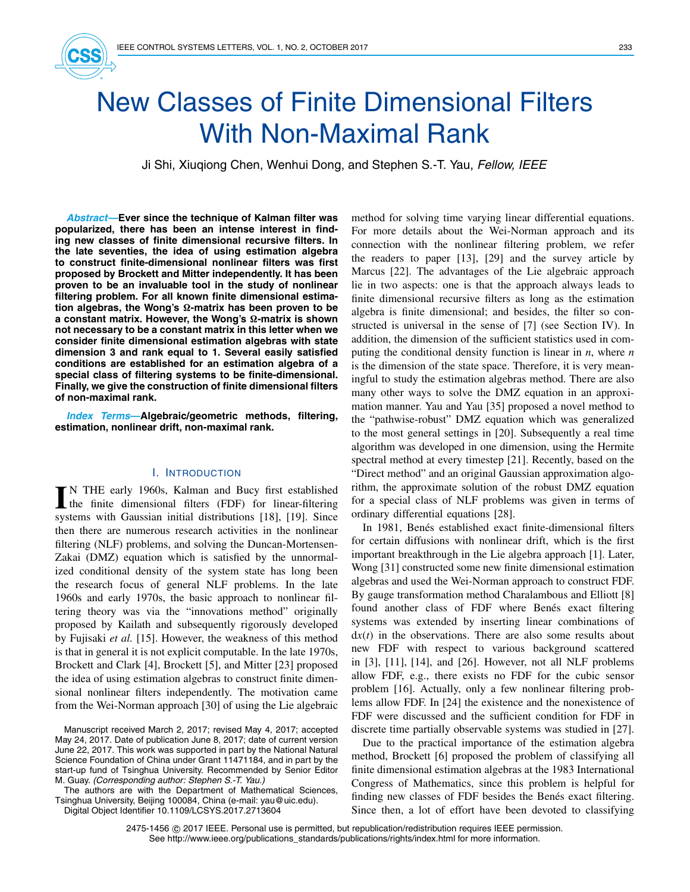# New Classes of Finite Dimensional Filters With Non-Maximal Rank

Ji Shi, Xiuqiong Chen, Wenhui Dong, and Stephen S.-T. Yau, *Fellow, IEEE*

***Abstract*—Ever since the technique of Kalman filter was popularized, there has been an intense interest in finding new classes of finite dimensional recursive filters. In the late seventies, the idea of using estimation algebra to construct finite-dimensional nonlinear filters was first proposed by Brockett and Mitter independently. It has been proven to be an invaluable tool in the study of nonlinear filtering problem. For all known finite dimensional estimation algebras, the Wong's Ω-matrix has been proven to be a constant matrix. However, the Wong's Ω-matrix is shown not necessary to be a constant matrix in this letter when we consider finite dimensional estimation algebras with state dimension 3 and rank equal to 1. Several easily satisfied conditions are established for an estimation algebra of a special class of filtering systems to be finite-dimensional. Finally, we give the construction of finite dimensional filters of non-maximal rank.**

***Index Terms*—Algebraic/geometric methods, filtering, estimation, nonlinear drift, non-maximal rank.**

## I. Introduction

In the early 1960s, Kalman and Bucy first established the finite dimensional filters (FDF) for linear-filtering systems with Gaussian initial distributions [18], [19]. Since then there are numerous research activities in the nonlinear filtering (NLF) problems, and solving the Duncan-Mortensen-Zakai (DMZ) equation which is satisfied by the unnormalized conditional density of the system state has long been the research focus of general NLF problems. In the late 1960s and early 1970s, the basic approach to nonlinear filtering theory was via the "innovations method" originally proposed by Kailath and subsequently rigorously developed by Fujisaki *et al.* [15]. However, the weakness of this method is that in general it is not explicit computable. In the late 1970s, Brockett and Clark [4], Brockett [5], and Mitter [23] proposed the idea of using estimation algebras to construct finite dimensional nonlinear filters independently. The motivation came from the Wei-Norman approach [30] of using the Lie algebraic method for solving time varying linear differential equations. For more details about the Wei-Norman approach and its connection with the nonlinear filtering problem, we refer the readers to paper [13], [29] and the survey article by Marcus [22]. The advantages of the Lie algebraic approach lie in two aspects: one is that the approach always leads to finite dimensional recursive filters as long as the estimation algebra is finite dimensional; and besides, the filter so constructed is universal in the sense of [7] (see Section IV). In addition, the dimension of the sufficient statistics used in computing the conditional density function is linear in $n$, where $n$ is the dimension of the state space. Therefore, it is very meaningful to study the estimation algebras method. There are also many other ways to solve the DMZ equation in an approximation manner. Yau and Yau [35] proposed a novel method to the "pathwise-robust" DMZ equation which was generalized to the most general settings in [20]. Subsequently a real time algorithm was developed in one dimension, using the Hermite spectral method at every timestep [21]. Recently, based on the "Direct method" and an original Gaussian approximation algorithm, the approximate solution of the robust DMZ equation for a special class of NLF problems was given in terms of ordinary differential equations [28].

In 1981, Benés established exact finite-dimensional filters for certain diffusions with nonlinear drift, which is the first important breakthrough in the Lie algebra approach [1]. Later, Wong [31] constructed some new finite dimensional estimation algebras and used the Wei-Norman approach to construct FDF. By gauge transformation method Charalambous and Elliott [8] found another class of FDF where Benés exact filtering systems was extended by inserting linear combinations of $dx(t)$ in the observations. There are also some results about new FDF with respect to various background scattered in [3], [11], [14], and [26]. However, not all NLF problems allow FDF, e.g., there exists no FDF for the cubic sensor problem [16]. Actually, only a few nonlinear filtering problems allow FDF. In [24] the existence and the nonexistence of FDF were discussed and the sufficient condition for FDF in discrete time partially observable systems was studied in [27].

Due to the practical importance of the estimation algebra method, Brockett [6] proposed the problem of classifying all finite dimensional estimation algebras at the 1983 International Congress of Mathematics, since this problem is helpful for finding new classes of FDF besides the Benés exact filtering. Since then, a lot of effort have been devoted to classifying

Manuscript received March 2, 2017; revised May 4, 2017; accepted May 24, 2017. Date of publication June 8, 2017; date of current version June 22, 2017. This work was supported in part by the National Natural Science Foundation of China under Grant 11471184, and in part by the start-up fund of Tsinghua University. Recommended by Senior Editor M. Guay. *(Corresponding author: Stephen S.-T. Yau.)*

The authors are with the Department of Mathematical Sciences, Tsinghua University, Beijing 100084, China (e-mail: yau@uic.edu).

Digital Object Identifier 10.1109/LCSYS.2017.2713604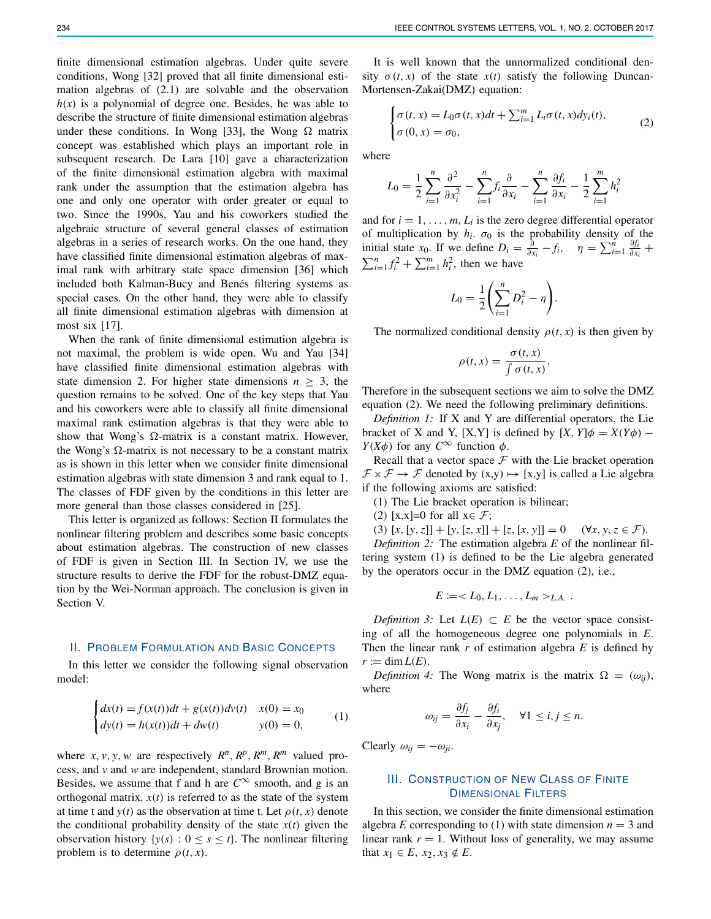finite dimensional estimation algebras. Under quite severe conditions, Wong [32] proved that all finite dimensional estimation algebras of (2.1) are solvable and the observation $h(x)$ is a polynomial of degree one. Besides, he was able to describe the structure of finite dimensional estimation algebras under these conditions. In Wong [33], the Wong $\Omega$ matrix concept was established which plays an important role in subsequent research. De Lara [10] gave a characterization of the finite dimensional estimation algebra with maximal rank under the assumption that the estimation algebra has one and only one operator with order greater or equal to two. Since the 1990s, Yau and his coworkers studied the algebraic structure of several general classes of estimation algebras in a series of research works. On the one hand, they have classified finite dimensional estimation algebras of maximal rank with arbitrary state space dimension [36] which included both Kalman-Bucy and Benés filtering systems as special cases. On the other hand, they were able to classify all finite dimensional estimation algebras with dimension at most six [17].

When the rank of finite dimensional estimation algebra is not maximal, the problem is wide open. Wu and Yau [34] have classified finite dimensional estimation algebras with state dimension 2. For higher state dimensions $n \geq 3$, the question remains to be solved. One of the key steps that Yau and his coworkers were able to classify all finite dimensional maximal rank estimation algebras is that they were able to show that Wong's $\Omega$-matrix is a constant matrix. However, the Wong's $\Omega$-matrix is not necessary to be a constant matrix as is shown in this letter when we consider finite dimensional estimation algebras with state dimension 3 and rank equal to 1. The classes of FDF given by the conditions in this letter are more general than those classes considered in [25].

This letter is organized as follows: Section II formulates the nonlinear filtering problem and describes some basic concepts about estimation algebras. The construction of new classes of FDF is given in Section III. In Section IV, we use the structure results to derive the FDF for the robust-DMZ equation by the Wei-Norman approach. The conclusion is given in Section V.

## II. Problem Formulation and Basic Concepts

In this letter we consider the following signal observation model:

$$
\begin{cases} dx(t) = f(x(t))dt + g(x(t))dv(t) & x(0) = x_0 \\ dy(t) = h(x(t))dt + dw(t) & y(0) = 0, \end{cases} \tag{1}
$$

where $x, v, y, w$ are respectively $R^n, R^p, R^m, R^m$ valued process, and $v$ and $w$ are independent, standard Brownian motion. Besides, we assume that f and h are $C^\infty$ smooth, and g is an orthogonal matrix. $x(t)$ is referred to as the state of the system at time t and $y(t)$ as the observation at time t. Let $\rho(t, x)$ denote the conditional probability density of the state $x(t)$ given the observation history $\{y(s) : 0 \leq s \leq t\}$. The nonlinear filtering problem is to determine $\rho(t, x)$.

It is well known that the unnormalized conditional density $\sigma(t, x)$ of the state $x(t)$ satisfy the following Duncan-Mortensen-Zakai(DMZ) equation:

$$
\begin{cases} \sigma(t, x) = L_0\sigma(t, x)dt + \sum_{i=1}^{m} L_i\sigma(t, x)dy_i(t), \\ \sigma(0, x) = \sigma_0, \end{cases} \tag{2}
$$

where

$$
L_0 = \frac{1}{2}\sum_{i=1}^{n}\frac{\partial^2}{\partial x_i^2} - \sum_{i=1}^{n} f_i\frac{\partial}{\partial x_i} - \sum_{i=1}^{n}\frac{\partial f_i}{\partial x_i} - \frac{1}{2}\sum_{i=1}^{m} h_i^2
$$

and for $i = 1, \ldots, m$, $L_i$ is the zero degree differential operator of multiplication by $h_i$. $\sigma_0$ is the probability density of the initial state $x_0$. If we define $D_i = \frac{\partial}{\partial x_i} - f_i, \quad \eta = \sum_{i=1}^{n}\frac{\partial f_i}{\partial x_i} + \sum_{i=1}^{n} f_i^2 + \sum_{i=1}^{m} h_i^2$, then we have

$$
L_0 = \frac{1}{2}\left(\sum_{i=1}^{n} D_i^2 - \eta\right).
$$

The normalized conditional density $\rho(t, x)$ is then given by

$$
\rho(t, x) = \frac{\sigma(t, x)}{\int \sigma(t, x)}.
$$

Therefore in the subsequent sections we aim to solve the DMZ equation (2). We need the following preliminary definitions.

*Definition 1:* If X and Y are differential operators, the Lie bracket of X and Y, [X,Y] is defined by $[X, Y]\phi = X(Y\phi) - Y(X\phi)$ for any $C^\infty$ function $\phi$.

Recall that a vector space $\mathcal{F}$ with the Lie bracket operation $\mathcal{F} \times \mathcal{F} \to \mathcal{F}$ denoted by (x,y) $\mapsto$ [x,y] is called a Lie algebra if the following axioms are satisfied:

(1) The Lie bracket operation is bilinear;

(2) [x,x]=0 for all x$\in \mathcal{F}$;

(3) $[x, [y, z]] + [y, [z, x]] + [z, [x, y]] = 0 \quad (\forall x, y, z \in \mathcal{F})$.

*Definition 2:* The estimation algebra $E$ of the nonlinear filtering system (1) is defined to be the Lie algebra generated by the operators occur in the DMZ equation (2), i.e.,

$$
E := < L_0, L_1, \ldots, L_m >_{L.A.}.
$$

*Definition 3:* Let $L(E) \subset E$ be the vector space consisting of all the homogeneous degree one polynomials in $E$. Then the linear rank $r$ of estimation algebra $E$ is defined by $r := \dim L(E)$.

*Definition 4:* The Wong matrix is the matrix $\Omega = (\omega_{ij})$, where

$$
\omega_{ij} = \frac{\partial f_j}{\partial x_i} - \frac{\partial f_i}{\partial x_j}, \quad \forall 1 \leq i, j \leq n.
$$

Clearly $\omega_{ij} = -\omega_{ji}$.

## III. Construction of New Class of Finite Dimensional Filters

In this section, we consider the finite dimensional estimation algebra $E$ corresponding to (1) with state dimension $n = 3$ and linear rank $r = 1$. Without loss of generality, we may assume that $x_1 \in E$, $x_2, x_3 \notin E$.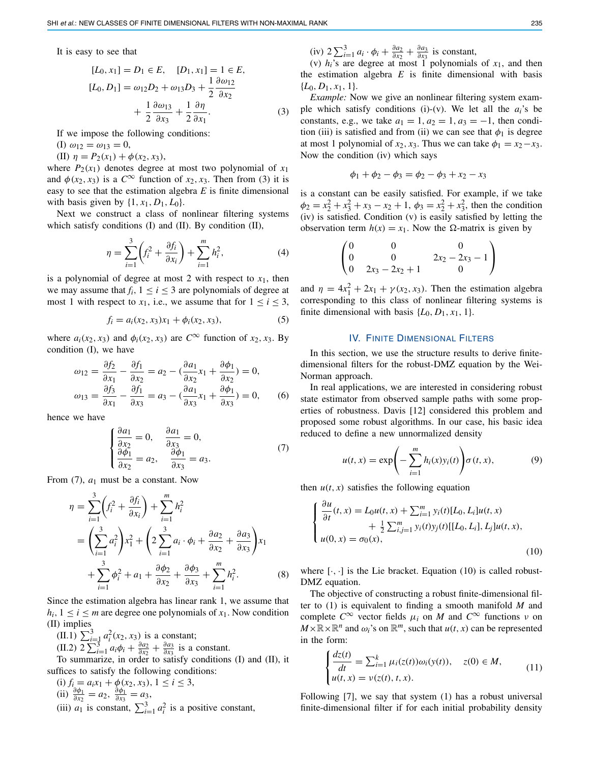It is easy to see that

$$
\begin{aligned}
&[L_0, x_1] = D_1 \in E, \quad [D_1, x_1] = 1 \in E, \\
&[L_0, D_1] = \omega_{12} D_2 + \omega_{13} D_3 + \frac{1}{2}\frac{\partial \omega_{12}}{\partial x_2} \\
&\qquad + \frac{1}{2}\frac{\partial \omega_{13}}{\partial x_3} + \frac{1}{2}\frac{\partial \eta}{\partial x_1}.
\end{aligned} \tag{3}
$$

If we impose the following conditions:

(I) $\omega_{12} = \omega_{13} = 0$,

(II) $\eta = P_2(x_1) + \phi(x_2, x_3)$,

where $P_2(x_1)$ denotes degree at most two polynomial of $x_1$ and $\phi(x_2, x_3)$ is a $C^\infty$ function of $x_2, x_3$. Then from (3) it is easy to see that the estimation algebra $E$ is finite dimensional with basis given by $\{1, x_1, D_1, L_0\}$.

Next we construct a class of nonlinear filtering systems which satisfy conditions (I) and (II). By condition (II),

$$
\eta = \sum_{i=1}^{3}\left(f_i^2 + \frac{\partial f_i}{\partial x_i}\right) + \sum_{i=1}^{m} h_i^2, \tag{4}
$$

is a polynomial of degree at most 2 with respect to $x_1$, then we may assume that $f_i$, $1 \le i \le 3$ are polynomials of degree at most 1 with respect to $x_1$, i.e., we assume that for $1 \le i \le 3$,

$$
f_i = a_i(x_2, x_3)x_1 + \phi_i(x_2, x_3), \tag{5}
$$

where $a_i(x_2, x_3)$ and $\phi_i(x_2, x_3)$ are $C^\infty$ function of $x_2, x_3$. By condition (I), we have

$$
\begin{aligned}
\omega_{12} &= \frac{\partial f_2}{\partial x_1} - \frac{\partial f_1}{\partial x_2} = a_2 - \left(\frac{\partial a_1}{\partial x_2}x_1 + \frac{\partial \phi_1}{\partial x_2}\right) = 0, \\
\omega_{13} &= \frac{\partial f_3}{\partial x_1} - \frac{\partial f_1}{\partial x_3} = a_3 - \left(\frac{\partial a_1}{\partial x_3}x_1 + \frac{\partial \phi_1}{\partial x_3}\right) = 0,
\end{aligned} \tag{6}
$$

hence we have

$$
\begin{cases}
\dfrac{\partial a_1}{\partial x_2} = 0, & \dfrac{\partial a_1}{\partial x_3} = 0, \\
\dfrac{\partial \phi_1}{\partial x_2} = a_2, & \dfrac{\partial \phi_1}{\partial x_3} = a_3.
\end{cases} \tag{7}
$$

From (7), $a_1$ must be a constant. Now

$$
\begin{aligned}
\eta &= \sum_{i=1}^{3}\left(f_i^2 + \frac{\partial f_i}{\partial x_i}\right) + \sum_{i=1}^{m} h_i^2 \\
&= \left(\sum_{i=1}^{3} a_i^2\right)x_1^2 + \left(2\sum_{i=1}^{3} a_i \cdot \phi_i + \frac{\partial a_2}{\partial x_2} + \frac{\partial a_3}{\partial x_3}\right)x_1 \\
&\quad + \sum_{i=1}^{3}\phi_i^2 + a_1 + \frac{\partial \phi_2}{\partial x_2} + \frac{\partial \phi_3}{\partial x_3} + \sum_{i=1}^{m} h_i^2.
\end{aligned} \tag{8}
$$

Since the estimation algebra has linear rank 1, we assume that $h_i$, $1 \le i \le m$ are degree one polynomials of $x_1$. Now condition (II) implies

(II.1) $\sum_{i=1}^{3} a_i^2(x_2, x_3)$ is a constant;

(II.2) $2\sum_{i=1}^{3} a_i\phi_i + \frac{\partial a_2}{\partial x_2} + \frac{\partial a_3}{\partial x_3}$ is a constant.

To summarize, in order to satisfy conditions (I) and (II), it suffices to satisfy the following conditions:

(i) $f_i = a_i x_1 + \phi(x_2, x_3)$, $1 \le i \le 3$,

(ii) $\frac{\partial \phi_1}{\partial x_2} = a_2$, $\frac{\partial \phi_1}{\partial x_3} = a_3$,

(iii) $a_1$ is constant, $\sum_{i=1}^{3} a_i^2$ is a positive constant,

(iv) $2\sum_{i=1}^{3} a_i \cdot \phi_i + \frac{\partial a_2}{\partial x_2} + \frac{\partial a_3}{\partial x_3}$ is constant,

(v) $h_i$'s are degree at most 1 polynomials of $x_1$, and then the estimation algebra $E$ is finite dimensional with basis $\{L_0, D_1, x_1, 1\}$.

*Example:* Now we give an nonlinear filtering system example which satisfy conditions (i)-(v). We let all the $a_i$'s be constants, e.g., we take $a_1 = 1, a_2 = 1, a_3 = -1$, then condition (iii) is satisfied and from (ii) we can see that $\phi_1$ is degree at most 1 polynomial of $x_2, x_3$. Thus we can take $\phi_1 = x_2 - x_3$. Now the condition (iv) which says

$$
\phi_1 + \phi_2 - \phi_3 = \phi_2 - \phi_3 + x_2 - x_3
$$

is a constant can be easily satisfied. For example, if we take $\phi_2 = x_2^2 + x_3^2 + x_3 - x_2 + 1$, $\phi_3 = x_2^2 + x_3^2$, then the condition (iv) is satisfied. Condition (v) is easily satisfied by letting the observation term $h(x) = x_1$. Now the $\Omega$-matrix is given by

$$
\begin{pmatrix}
0 & 0 & 0 \\
0 & 0 & 2x_2 - 2x_3 - 1 \\
0 & 2x_3 - 2x_2 + 1 & 0
\end{pmatrix}
$$

and $\eta = 4x_1^2 + 2x_1 + \gamma(x_2, x_3)$. Then the estimation algebra corresponding to this class of nonlinear filtering systems is finite dimensional with basis $\{L_0, D_1, x_1, 1\}$.

## IV. Finite Dimensional Filters

In this section, we use the structure results to derive finite-dimensional filters for the robust-DMZ equation by the Wei-Norman approach.

In real applications, we are interested in considering robust state estimator from observed sample paths with some properties of robustness. Davis [12] considered this problem and proposed some robust algorithms. In our case, his basic idea reduced to define a new unnormalized density

$$
u(t, x) = \exp\left(-\sum_{i=1}^{m} h_i(x)y_i(t)\right)\sigma(t, x), \tag{9}
$$

then $u(t, x)$ satisfies the following equation

$$
\begin{cases}
\dfrac{\partial u}{\partial t}(t, x) = L_0 u(t, x) + \sum_{i=1}^{m} y_i(t)[L_0, L_i]u(t, x) \\
\qquad\qquad + \frac{1}{2}\sum_{i,j=1}^{m} y_i(t)y_j(t)[[L_0, L_i], L_j]u(t, x), \\
u(0, x) = \sigma_0(x),
\end{cases} \tag{10}
$$

where $[\cdot, \cdot]$ is the Lie bracket. Equation (10) is called robust-DMZ equation.

The objective of constructing a robust finite-dimensional filter to (1) is equivalent to finding a smooth manifold $M$ and complete $C^\infty$ vector fields $\mu_i$ on $M$ and $C^\infty$ functions $\nu$ on $M \times \mathbb{R} \times \mathbb{R}^n$ and $\omega_i$'s on $\mathbb{R}^m$, such that $u(t, x)$ can be represented in the form:

$$
\begin{cases}
\dfrac{dz(t)}{dt} = \sum_{i=1}^{k} \mu_i(z(t))\omega_i(y(t)), \quad z(0) \in M, \\
u(t, x) = \nu(z(t), t, x).
\end{cases} \tag{11}
$$

Following [7], we say that system (1) has a robust universal finite-dimensional filter if for each initial probability density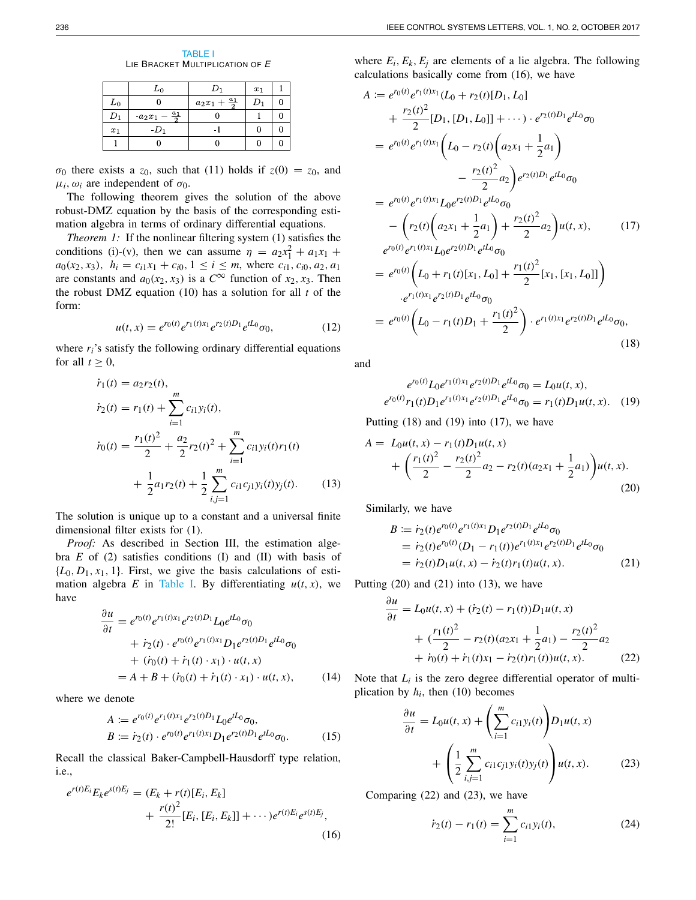TABLE I
LIE BRACKET MULTIPLICATION OF $E$

| | $L_0$ | $D_1$ | $x_1$ | 1 |
|---|---|---|---|---|
| $L_0$ | 0 | $a_2x_1 + \frac{a_1}{2}$ | $D_1$ | 0 |
| $D_1$ | $-a_2x_1 - \frac{a_1}{2}$ | 0 | 1 | 0 |
| $x_1$ | $-D_1$ | -1 | 0 | 0 |
| 1 | 0 | 0 | 0 | 0 |

$\sigma_0$ there exists a $z_0$, such that (11) holds if $z(0) = z_0$, and $\mu_i, \omega_i$ are independent of $\sigma_0$.

The following theorem gives the solution of the above robust-DMZ equation by the basis of the corresponding estimation algebra in terms of ordinary differential equations.

*Theorem 1:* If the nonlinear filtering system (1) satisfies the conditions (i)-(v), then we can assume $\eta = a_2x_1^2 + a_1x_1 + a_0(x_2, x_3)$, $h_i = c_{i1}x_1 + c_{i0}$, $1 \le i \le m$, where $c_{i1}, c_{i0}, a_2, a_1$ are constants and $a_0(x_2, x_3)$ is a $C^\infty$ function of $x_2, x_3$. Then the robust DMZ equation (10) has a solution for all $t$ of the form:

$$u(t, x) = e^{r_0(t)}e^{r_1(t)x_1}e^{r_2(t)D_1}e^{tL_0}\sigma_0, \tag{12}$$

where $r_i$'s satisfy the following ordinary differential equations for all $t \ge 0$,

$$\begin{aligned}
\dot{r}_1(t) &= a_2r_2(t),\\
\dot{r}_2(t) &= r_1(t) + \sum_{i=1}^{m} c_{i1}y_i(t),\\
\dot{r}_0(t) &= \frac{r_1(t)^2}{2} + \frac{a_2}{2}r_2(t)^2 + \sum_{i=1}^{m} c_{i1}y_i(t)r_1(t)\\
&\quad + \frac{1}{2}a_1r_2(t) + \frac{1}{2}\sum_{i,j=1}^{m} c_{i1}c_{j1}y_i(t)y_j(t).
\end{aligned} \tag{13}$$

The solution is unique up to a constant and a universal finite dimensional filter exists for (1).

*Proof:* As described in Section III, the estimation algebra $E$ of (2) satisfies conditions (I) and (II) with basis of $\{L_0, D_1, x_1, 1\}$. First, we give the basis calculations of estimation algebra $E$ in Table I. By differentiating $u(t, x)$, we have

$$\begin{aligned}
\frac{\partial u}{\partial t} &= e^{r_0(t)}e^{r_1(t)x_1}e^{r_2(t)D_1}L_0e^{tL_0}\sigma_0\\
&\quad + \dot{r}_2(t)\cdot e^{r_0(t)}e^{r_1(t)x_1}D_1e^{r_2(t)D_1}e^{tL_0}\sigma_0\\
&\quad + (\dot{r}_0(t) + \dot{r}_1(t)\cdot x_1)\cdot u(t, x)\\
&= A + B + (\dot{r}_0(t) + \dot{r}_1(t)\cdot x_1)\cdot u(t, x),
\end{aligned} \tag{14}$$

where we denote

$$\begin{aligned}
A &:= e^{r_0(t)}e^{r_1(t)x_1}e^{r_2(t)D_1}L_0e^{tL_0}\sigma_0,\\
B &:= \dot{r}_2(t)\cdot e^{r_0(t)}e^{r_1(t)x_1}D_1e^{r_2(t)D_1}e^{tL_0}\sigma_0.
\end{aligned} \tag{15}$$

Recall the classical Baker-Campbell-Hausdorff type relation, i.e.,

$$\begin{aligned}
e^{r(t)E_i}E_ke^{s(t)E_j} &= (E_k + r(t)[E_i, E_k]\\
&\quad + \frac{r(t)^2}{2!}[E_i, [E_i, E_k]] + \cdots)e^{r(t)E_i}e^{s(t)E_j},
\end{aligned} \tag{16}$$

where $E_i, E_k, E_j$ are elements of a lie algebra. The following calculations basically come from (16), we have

$$\begin{aligned}
A &:= e^{r_0(t)}e^{r_1(t)x_1}(L_0 + r_2(t)[D_1, L_0]\\
&\quad + \frac{r_2(t)^2}{2}[D_1, [D_1, L_0]] + \cdots)\cdot e^{r_2(t)D_1}e^{tL_0}\sigma_0\\
&= e^{r_0(t)}e^{r_1(t)x_1}\bigg(L_0 - r_2(t)\Big(a_2x_1 + \frac{1}{2}a_1\Big)\\
&\qquad - \frac{r_2(t)^2}{2}a_2\bigg)e^{r_2(t)D_1}e^{tL_0}\sigma_0\\
&= e^{r_0(t)}e^{r_1(t)x_1}L_0e^{r_2(t)D_1}e^{tL_0}\sigma_0\\
&\quad - \bigg(r_2(t)\Big(a_2x_1 + \frac{1}{2}a_1\Big) + \frac{r_2(t)^2}{2}a_2\bigg)u(t, x),
\end{aligned} \tag{17}$$

$$\begin{aligned}
&e^{r_0(t)}e^{r_1(t)x_1}L_0e^{r_2(t)D_1}e^{tL_0}\sigma_0\\
&= e^{r_0(t)}\bigg(L_0 + r_1(t)[x_1, L_0] + \frac{r_1(t)^2}{2}[x_1, [x_1, L_0]]\bigg)\\
&\qquad \cdot e^{r_1(t)x_1}e^{r_2(t)D_1}e^{tL_0}\sigma_0\\
&= e^{r_0(t)}\bigg(L_0 - r_1(t)D_1 + \frac{r_1(t)^2}{2}\bigg)\cdot e^{r_1(t)x_1}e^{r_2(t)D_1}e^{tL_0}\sigma_0,
\end{aligned} \tag{18}$$

and

$$\begin{aligned}
e^{r_0(t)}L_0e^{r_1(t)x_1}e^{r_2(t)D_1}e^{tL_0}\sigma_0 &= L_0u(t, x),\\
e^{r_0(t)}r_1(t)D_1e^{r_1(t)x_1}e^{r_2(t)D_1}e^{tL_0}\sigma_0 &= r_1(t)D_1u(t, x).
\end{aligned} \tag{19}$$

Putting (18) and (19) into (17), we have

$$\begin{aligned}
A =\ & L_0u(t, x) - r_1(t)D_1u(t, x)\\
&+ \bigg(\frac{r_1(t)^2}{2} - \frac{r_2(t)^2}{2}a_2 - r_2(t)(a_2x_1 + \frac{1}{2}a_1)\bigg)u(t, x).
\end{aligned} \tag{20}$$

Similarly, we have

$$\begin{aligned}
B &:= \dot{r}_2(t)e^{r_0(t)}e^{r_1(t)x_1}D_1e^{r_2(t)D_1}e^{tL_0}\sigma_0\\
&= \dot{r}_2(t)e^{r_0(t)}(D_1 - r_1(t))e^{r_1(t)x_1}e^{r_2(t)D_1}e^{tL_0}\sigma_0\\
&= \dot{r}_2(t)D_1u(t, x) - \dot{r}_2(t)r_1(t)u(t, x).
\end{aligned} \tag{21}$$

Putting (20) and (21) into (13), we have

$$\begin{aligned}
\frac{\partial u}{\partial t} &= L_0u(t, x) + (\dot{r}_2(t) - r_1(t))D_1u(t, x)\\
&\quad + (\frac{r_1(t)^2}{2} - r_2(t)(a_2x_1 + \frac{1}{2}a_1) - \frac{r_2(t)^2}{2}a_2\\
&\quad + \dot{r}_0(t) + \dot{r}_1(t)x_1 - \dot{r}_2(t)r_1(t))u(t, x).
\end{aligned} \tag{22}$$

Note that $L_i$ is the zero degree differential operator of multiplication by $h_i$, then (10) becomes

$$\begin{aligned}
\frac{\partial u}{\partial t} &= L_0u(t, x) + \Bigg(\sum_{i=1}^{m} c_{i1}y_i(t)\Bigg)D_1u(t, x)\\
&\quad + \Bigg(\frac{1}{2}\sum_{i,j=1}^{m} c_{i1}c_{j1}y_i(t)y_j(t)\Bigg)u(t, x).
\end{aligned} \tag{23}$$

Comparing (22) and (23), we have

$$\dot{r}_2(t) - r_1(t) = \sum_{i=1}^{m} c_{i1}y_i(t), \tag{24}$$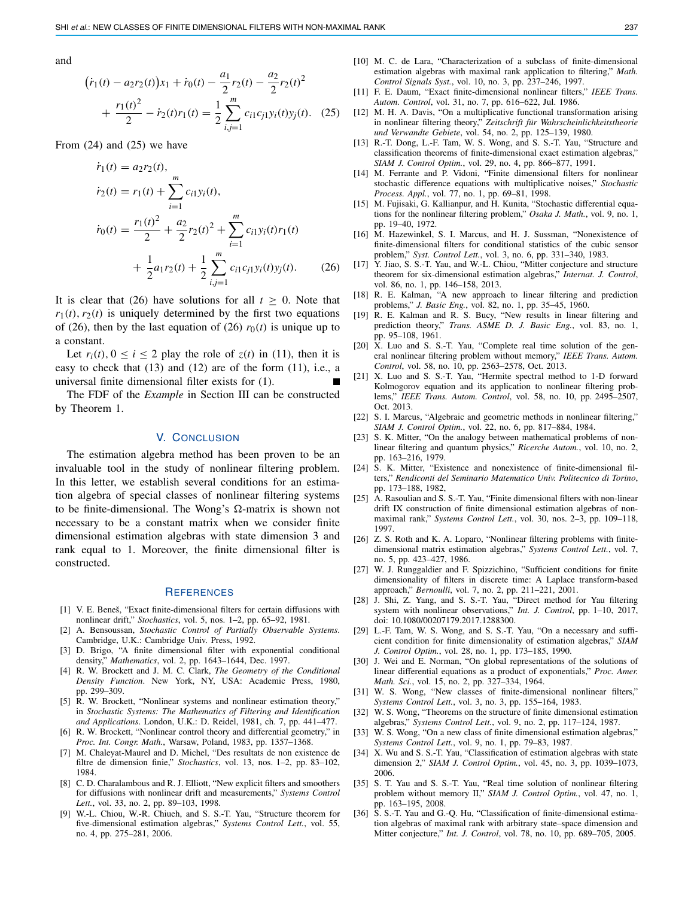and

$$\big(\dot{r}_1(t) - a_2 r_2(t)\big)x_1 + \dot{r}_0(t) - \frac{a_1}{2}r_2(t) - \frac{a_2}{2}r_2(t)^2 + \frac{r_1(t)^2}{2} - \dot{r}_2(t)r_1(t) = \frac{1}{2}\sum_{i,j=1}^{m} c_{i1}c_{j1}y_i(t)y_j(t). \quad (25)$$

From (24) and (25) we have

$$\begin{aligned}
\dot{r}_1(t) &= a_2 r_2(t),\\
\dot{r}_2(t) &= r_1(t) + \sum_{i=1}^{m} c_{i1}y_i(t),\\
\dot{r}_0(t) &= \frac{r_1(t)^2}{2} + \frac{a_2}{2}r_2(t)^2 + \sum_{i=1}^{m} c_{i1}y_i(t)r_1(t)\\
&\quad + \frac{1}{2}a_1 r_2(t) + \frac{1}{2}\sum_{i,j=1}^{m} c_{i1}c_{j1}y_i(t)y_j(t). \quad (26)
\end{aligned}$$

It is clear that (26) have solutions for all $t \geq 0$. Note that $r_1(t), r_2(t)$ is uniquely determined by the first two equations of (26), then by the last equation of (26) $r_0(t)$ is unique up to a constant.

Let $r_i(t), 0 \leq i \leq 2$ play the role of $z(t)$ in (11), then it is easy to check that (13) and (12) are of the form (11), i.e., a universal finite dimensional filter exists for (1). ■

The FDF of the *Example* in Section III can be constructed by Theorem 1.

## V. Conclusion

The estimation algebra method has been proven to be an invaluable tool in the study of nonlinear filtering problem. In this letter, we establish several conditions for an estimation algebra of special classes of nonlinear filtering systems to be finite-dimensional. The Wong's $\Omega$-matrix is shown not necessary to be a constant matrix when we consider finite dimensional estimation algebras with state dimension 3 and rank equal to 1. Moreover, the finite dimensional filter is constructed.

## References

[1] V. E. Beneš, "Exact finite-dimensional filters for certain diffusions with nonlinear drift," *Stochastics*, vol. 5, nos. 1–2, pp. 65–92, 1981.

[2] A. Bensoussan, *Stochastic Control of Partially Observable Systems*. Cambridge, U.K.: Cambridge Univ. Press, 1992.

[3] D. Brigo, "A finite dimensional filter with exponential conditional density," *Mathematics*, vol. 2, pp. 1643–1644, Dec. 1997.

[4] R. W. Brockett and J. M. C. Clark, *The Geometry of the Conditional Density Function*. New York, NY, USA: Academic Press, 1980, pp. 299–309.

[5] R. W. Brockett, "Nonlinear systems and nonlinear estimation theory," in *Stochastic Systems: The Mathematics of Filtering and Identification and Applications*. London, U.K.: D. Reidel, 1981, ch. 7, pp. 441–477.

[6] R. W. Brockett, "Nonlinear control theory and differential geometry," in *Proc. Int. Congr. Math.*, Warsaw, Poland, 1983, pp. 1357–1368.

[7] M. Chaleyat-Maurel and D. Michel, "Des resultats de non existence de filtre de dimension finie," *Stochastics*, vol. 13, nos. 1–2, pp. 83–102, 1984.

[8] C. D. Charalambous and R. J. Elliott, "New explicit filters and smoothers for diffusions with nonlinear drift and measurements," *Systems Control Lett.*, vol. 33, no. 2, pp. 89–103, 1998.

[9] W.-L. Chiou, W.-R. Chiueh, and S. S.-T. Yau, "Structure theorem for five-dimensional estimation algebras," *Systems Control Lett.*, vol. 55, no. 4, pp. 275–281, 2006.

[10] M. C. de Lara, "Characterization of a subclass of finite-dimensional estimation algebras with maximal rank application to filtering," *Math. Control Signals Syst.*, vol. 10, no. 3, pp. 237–246, 1997.

[11] F. E. Daum, "Exact finite-dimensional nonlinear filters," *IEEE Trans. Autom. Control*, vol. 31, no. 7, pp. 616–622, Jul. 1986.

[12] M. H. A. Davis, "On a multiplicative functional transformation arising in nonlinear filtering theory," *Zeitschrift für Wahrscheinlichkeitstheorie und Verwandte Gebiete*, vol. 54, no. 2, pp. 125–139, 1980.

[13] R.-T. Dong, L.-F. Tam, W. S. Wong, and S. S.-T. Yau, "Structure and classification theorems of finite-dimensional exact estimation algebras," *SIAM J. Control Optim.*, vol. 29, no. 4, pp. 866–877, 1991.

[14] M. Ferrante and P. Vidoni, "Finite dimensional filters for nonlinear stochastic difference equations with multiplicative noises," *Stochastic Process. Appl.*, vol. 77, no. 1, pp. 69–81, 1998.

[15] M. Fujisaki, G. Kallianpur, and H. Kunita, "Stochastic differential equations for the nonlinear filtering problem," *Osaka J. Math.*, vol. 9, no. 1, pp. 19–40, 1972.

[16] M. Hazewinkel, S. I. Marcus, and H. J. Sussman, "Nonexistence of finite-dimensional filters for conditional statistics of the cubic sensor problem," *Syst. Control Lett.*, vol. 3, no. 6, pp. 331–340, 1983.

[17] Y. Jiao, S. S.-T. Yau, and W.-L. Chiou, "Mitter conjecture and structure theorem for six-dimensional estimation algebras," *Internat. J. Control*, vol. 86, no. 1, pp. 146–158, 2013.

[18] R. E. Kalman, "A new approach to linear filtering and prediction problems," *J. Basic Eng.*, vol. 82, no. 1, pp. 35–45, 1960.

[19] R. E. Kalman and R. S. Bucy, "New results in linear filtering and prediction theory," *Trans. ASME D. J. Basic Eng.*, vol. 83, no. 1, pp. 95–108, 1961.

[20] X. Luo and S. S.-T. Yau, "Complete real time solution of the general nonlinear filtering problem without memory," *IEEE Trans. Autom. Control*, vol. 58, no. 10, pp. 2563–2578, Oct. 2013.

[21] X. Luo and S. S.-T. Yau, "Hermite spectral method to 1-D forward Kolmogorov equation and its application to nonlinear filtering problems," *IEEE Trans. Autom. Control*, vol. 58, no. 10, pp. 2495–2507, Oct. 2013.

[22] S. I. Marcus, "Algebraic and geometric methods in nonlinear filtering," *SIAM J. Control Optim.*, vol. 22, no. 6, pp. 817–884, 1984.

[23] S. K. Mitter, "On the analogy between mathematical problems of nonlinear filtering and quantum physics," *Ricerche Autom.*, vol. 10, no. 2, pp. 163–216, 1979.

[24] S. K. Mitter, "Existence and nonexistence of finite-dimensional filters," *Rendiconti del Seminario Matematico Univ. Politecnico di Torino*, pp. 173–188, 1982,

[25] A. Rasoulian and S. S.-T. Yau, "Finite dimensional filters with non-linear drift IX construction of finite dimensional estimation algebras of non-maximal rank," *Systems Control Lett.*, vol. 30, nos. 2–3, pp. 109–118, 1997.

[26] Z. S. Roth and K. A. Loparo, "Nonlinear filtering problems with finite-dimensional matrix estimation algebras," *Systems Control Lett.*, vol. 7, no. 5, pp. 423–427, 1986.

[27] W. J. Runggaldier and F. Spizzichino, "Sufficient conditions for finite dimensionality of filters in discrete time: A Laplace transform-based approach," *Bernoulli*, vol. 7, no. 2, pp. 211–221, 2001.

[28] J. Shi, Z. Yang, and S. S.-T. Yau, "Direct method for Yau filtering system with nonlinear observations," *Int. J. Control*, pp. 1–10, 2017, doi: 10.1080/00207179.2017.1288300.

[29] L.-F. Tam, W. S. Wong, and S. S.-T. Yau, "On a necessary and sufficient condition for finite dimensionality of estimation algebras," *SIAM J. Control Optim.*, vol. 28, no. 1, pp. 173–185, 1990.

[30] J. Wei and E. Norman, "On global representations of the solutions of linear differential equations as a product of exponentials," *Proc. Amer. Math. Sci.*, vol. 15, no. 2, pp. 327–334, 1964.

[31] W. S. Wong, "New classes of finite-dimensional nonlinear filters," *Systems Control Lett.*, vol. 3, no. 3, pp. 155–164, 1983.

[32] W. S. Wong, "Theorems on the structure of finite dimensional estimation algebras," *Systems Control Lett.*, vol. 9, no. 2, pp. 117–124, 1987.

[33] W. S. Wong, "On a new class of finite dimensional estimation algebras," *Systems Control Lett.*, vol. 9, no. 1, pp. 79–83, 1987.

[34] X. Wu and S. S.-T. Yau, "Classification of estimation algebras with state dimension 2," *SIAM J. Control Optim.*, vol. 45, no. 3, pp. 1039–1073, 2006.

[35] S. T. Yau and S. S.-T. Yau, "Real time solution of nonlinear filtering problem without memory II," *SIAM J. Control Optim.*, vol. 47, no. 1, pp. 163–195, 2008.

[36] S. S.-T. Yau and G.-Q. Hu, "Classification of finite-dimensional estimation algebras of maximal rank with arbitrary state–space dimension and Mitter conjecture," *Int. J. Control*, vol. 78, no. 10, pp. 689–705, 2005.